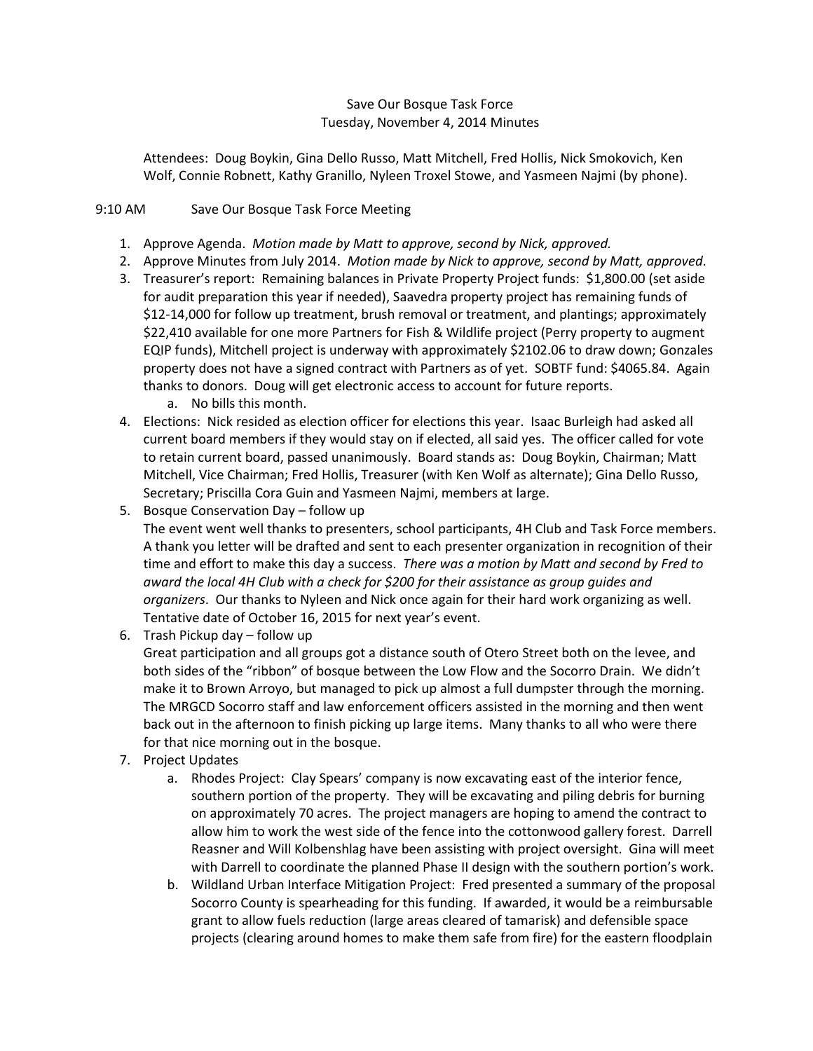Save Our Bosque Task Force
Tuesday, November 4, 2014 Minutes

Attendees: Doug Boykin, Gina Dello Russo, Matt Mitchell, Fred Hollis, Nick Smokovich, Ken Wolf, Connie Robnett, Kathy Granillo, Nyleen Troxel Stowe, and Yasmeen Najmi (by phone).

9:10 AM Save Our Bosque Task Force Meeting

1. Approve Agenda. *Motion made by Matt to approve, second by Nick, approved.*
2. Approve Minutes from July 2014. *Motion made by Nick to approve, second by Matt, approved*.
3. Treasurer's report: Remaining balances in Private Property Project funds: $1,800.00 (set aside for audit preparation this year if needed), Saavedra property project has remaining funds of $12-14,000 for follow up treatment, brush removal or treatment, and plantings; approximately $22,410 available for one more Partners for Fish & Wildlife project (Perry property to augment EQIP funds), Mitchell project is underway with approximately $2102.06 to draw down; Gonzales property does not have a signed contract with Partners as of yet. SOBTF fund: $4065.84. Again thanks to donors. Doug will get electronic access to account for future reports.
   a. No bills this month.
4. Elections: Nick resided as election officer for elections this year. Isaac Burleigh had asked all current board members if they would stay on if elected, all said yes. The officer called for vote to retain current board, passed unanimously. Board stands as: Doug Boykin, Chairman; Matt Mitchell, Vice Chairman; Fred Hollis, Treasurer (with Ken Wolf as alternate); Gina Dello Russo, Secretary; Priscilla Cora Guin and Yasmeen Najmi, members at large.
5. Bosque Conservation Day – follow up
   The event went well thanks to presenters, school participants, 4H Club and Task Force members. A thank you letter will be drafted and sent to each presenter organization in recognition of their time and effort to make this day a success. *There was a motion by Matt and second by Fred to award the local 4H Club with a check for $200 for their assistance as group guides and organizers*. Our thanks to Nyleen and Nick once again for their hard work organizing as well. Tentative date of October 16, 2015 for next year's event.
6. Trash Pickup day – follow up
   Great participation and all groups got a distance south of Otero Street both on the levee, and both sides of the "ribbon" of bosque between the Low Flow and the Socorro Drain. We didn't make it to Brown Arroyo, but managed to pick up almost a full dumpster through the morning. The MRGCD Socorro staff and law enforcement officers assisted in the morning and then went back out in the afternoon to finish picking up large items. Many thanks to all who were there for that nice morning out in the bosque.
7. Project Updates
   a. Rhodes Project: Clay Spears' company is now excavating east of the interior fence, southern portion of the property. They will be excavating and piling debris for burning on approximately 70 acres. The project managers are hoping to amend the contract to allow him to work the west side of the fence into the cottonwood gallery forest. Darrell Reasner and Will Kolbenshlag have been assisting with project oversight. Gina will meet with Darrell to coordinate the planned Phase II design with the southern portion's work.
   b. Wildland Urban Interface Mitigation Project: Fred presented a summary of the proposal Socorro County is spearheading for this funding. If awarded, it would be a reimbursable grant to allow fuels reduction (large areas cleared of tamarisk) and defensible space projects (clearing around homes to make them safe from fire) for the eastern floodplain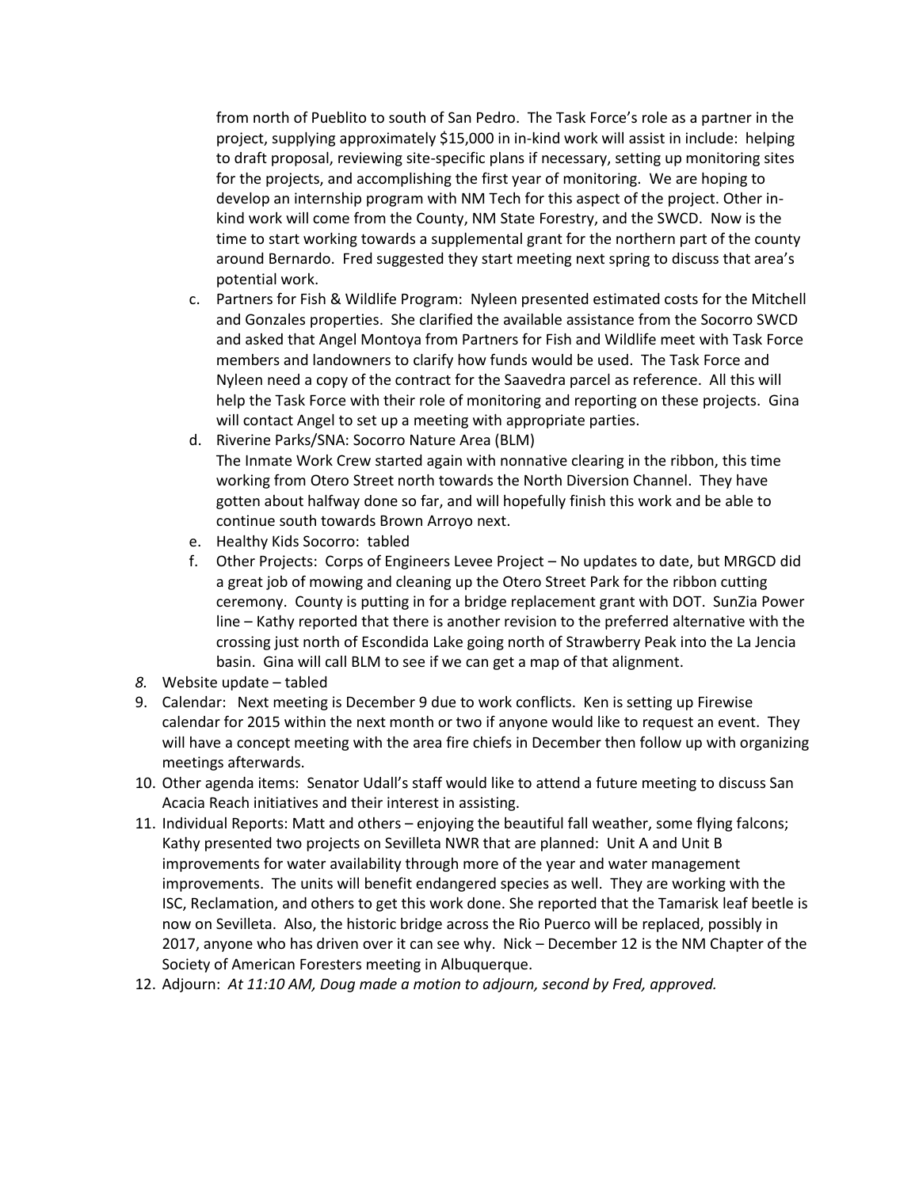from north of Pueblito to south of San Pedro. The Task Force's role as a partner in the project, supplying approximately $15,000 in in-kind work will assist in include: helping to draft proposal, reviewing site-specific plans if necessary, setting up monitoring sites for the projects, and accomplishing the first year of monitoring. We are hoping to develop an internship program with NM Tech for this aspect of the project. Other in-kind work will come from the County, NM State Forestry, and the SWCD. Now is the time to start working towards a supplemental grant for the northern part of the county around Bernardo. Fred suggested they start meeting next spring to discuss that area's potential work.

   c. Partners for Fish & Wildlife Program: Nyleen presented estimated costs for the Mitchell and Gonzales properties. She clarified the available assistance from the Socorro SWCD and asked that Angel Montoya from Partners for Fish and Wildlife meet with Task Force members and landowners to clarify how funds would be used. The Task Force and Nyleen need a copy of the contract for the Saavedra parcel as reference. All this will help the Task Force with their role of monitoring and reporting on these projects. Gina will contact Angel to set up a meeting with appropriate parties.
   d. Riverine Parks/SNA: Socorro Nature Area (BLM)
      The Inmate Work Crew started again with nonnative clearing in the ribbon, this time working from Otero Street north towards the North Diversion Channel. They have gotten about halfway done so far, and will hopefully finish this work and be able to continue south towards Brown Arroyo next.
   e. Healthy Kids Socorro: tabled
   f. Other Projects: Corps of Engineers Levee Project – No updates to date, but MRGCD did a great job of mowing and cleaning up the Otero Street Park for the ribbon cutting ceremony. County is putting in for a bridge replacement grant with DOT. SunZia Power line – Kathy reported that there is another revision to the preferred alternative with the crossing just north of Escondida Lake going north of Strawberry Peak into the La Jencia basin. Gina will call BLM to see if we can get a map of that alignment.

*8.* Website update – tabled

9. Calendar: Next meeting is December 9 due to work conflicts. Ken is setting up Firewise calendar for 2015 within the next month or two if anyone would like to request an event. They will have a concept meeting with the area fire chiefs in December then follow up with organizing meetings afterwards.
10. Other agenda items: Senator Udall's staff would like to attend a future meeting to discuss San Acacia Reach initiatives and their interest in assisting.
11. Individual Reports: Matt and others – enjoying the beautiful fall weather, some flying falcons; Kathy presented two projects on Sevilleta NWR that are planned: Unit A and Unit B improvements for water availability through more of the year and water management improvements. The units will benefit endangered species as well. They are working with the ISC, Reclamation, and others to get this work done. She reported that the Tamarisk leaf beetle is now on Sevilleta. Also, the historic bridge across the Rio Puerco will be replaced, possibly in 2017, anyone who has driven over it can see why. Nick – December 12 is the NM Chapter of the Society of American Foresters meeting in Albuquerque.
12. Adjourn: *At 11:10 AM, Doug made a motion to adjourn, second by Fred, approved.*